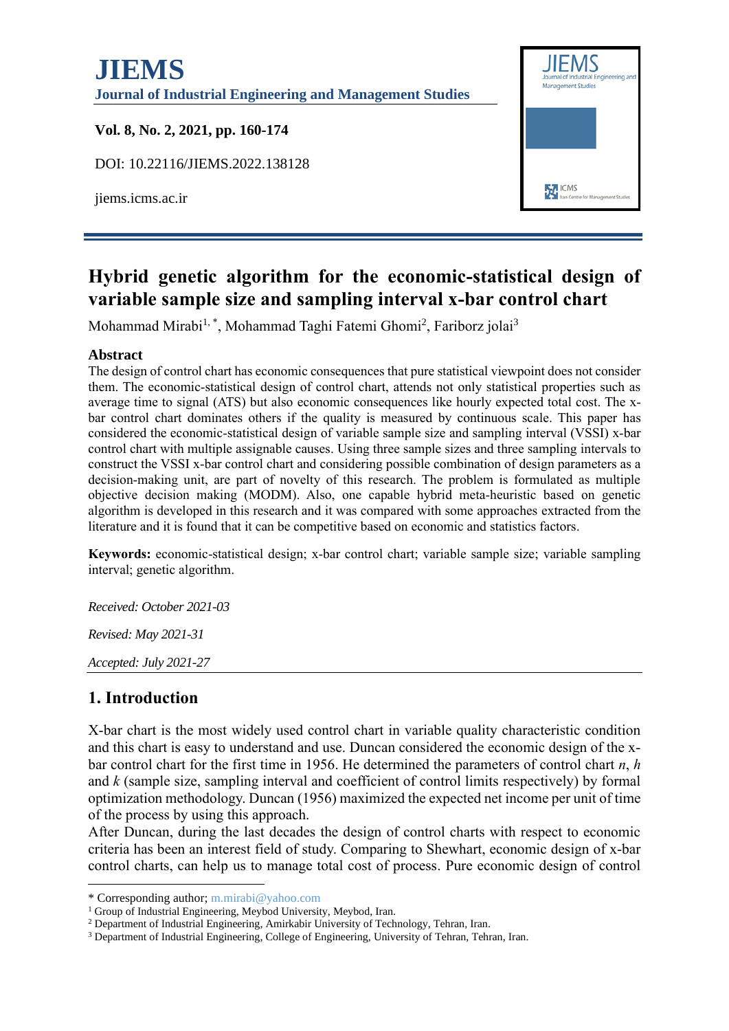# JIEMS

**Journal of Industrial Engineering and Management Studies**

**Vol. 8, No. 2, 2021, pp. 160-174**

DOI: 10.22116/JIEMS.2022.138128

jiems.icms.ac.ir

## Hybrid genetic algorithm for the economic-statistical design of variable sample size and sampling interval x-bar control chart

Mohammad Mirabi[1, *], Mohammad Taghi Fatemi Ghomi[2], Fariborz jolai[3]

### Abstract

The design of control chart has economic consequences that pure statistical viewpoint does not consider them. The economic-statistical design of control chart, attends not only statistical properties such as average time to signal (ATS) but also economic consequences like hourly expected total cost. The x-bar control chart dominates others if the quality is measured by continuous scale. This paper has considered the economic-statistical design of variable sample size and sampling interval (VSSI) x-bar control chart with multiple assignable causes. Using three sample sizes and three sampling intervals to construct the VSSI x-bar control chart and considering possible combination of design parameters as a decision-making unit, are part of novelty of this research. The problem is formulated as multiple objective decision making (MODM). Also, one capable hybrid meta-heuristic based on genetic algorithm is developed in this research and it was compared with some approaches extracted from the literature and it is found that it can be competitive based on economic and statistics factors.

**Keywords:** economic-statistical design; x-bar control chart; variable sample size; variable sampling interval; genetic algorithm.

*Received: October 2021-03*

*Revised: May 2021-31*

*Accepted: July 2021-27*

## 1. Introduction

X-bar chart is the most widely used control chart in variable quality characteristic condition and this chart is easy to understand and use. Duncan considered the economic design of the x-bar control chart for the first time in 1956. He determined the parameters of control chart *n*, *h* and *k* (sample size, sampling interval and coefficient of control limits respectively) by formal optimization methodology. Duncan (1956) maximized the expected net income per unit of time of the process by using this approach.

After Duncan, during the last decades the design of control charts with respect to economic criteria has been an interest field of study. Comparing to Shewhart, economic design of x-bar control charts, can help us to manage total cost of process. Pure economic design of control

---

* Corresponding author; m.mirabi@yahoo.com

[1] Group of Industrial Engineering, Meybod University, Meybod, Iran.

[2] Department of Industrial Engineering, Amirkabir University of Technology, Tehran, Iran.

[3] Department of Industrial Engineering, College of Engineering, University of Tehran, Tehran, Iran.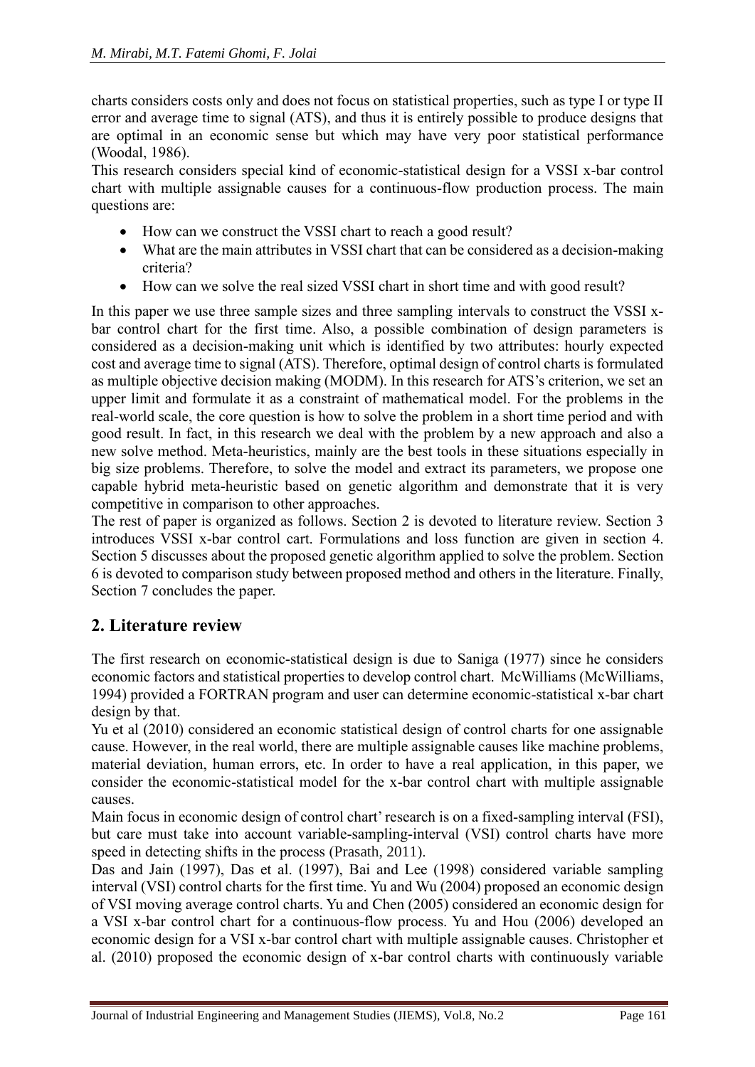charts considers costs only and does not focus on statistical properties, such as type I or type II error and average time to signal (ATS), and thus it is entirely possible to produce designs that are optimal in an economic sense but which may have very poor statistical performance (Woodal, 1986).

This research considers special kind of economic-statistical design for a VSSI x-bar control chart with multiple assignable causes for a continuous-flow production process. The main questions are:

- How can we construct the VSSI chart to reach a good result?
- What are the main attributes in VSSI chart that can be considered as a decision-making criteria?
- How can we solve the real sized VSSI chart in short time and with good result?

In this paper we use three sample sizes and three sampling intervals to construct the VSSI x-bar control chart for the first time. Also, a possible combination of design parameters is considered as a decision-making unit which is identified by two attributes: hourly expected cost and average time to signal (ATS). Therefore, optimal design of control charts is formulated as multiple objective decision making (MODM). In this research for ATS's criterion, we set an upper limit and formulate it as a constraint of mathematical model. For the problems in the real-world scale, the core question is how to solve the problem in a short time period and with good result. In fact, in this research we deal with the problem by a new approach and also a new solve method. Meta-heuristics, mainly are the best tools in these situations especially in big size problems. Therefore, to solve the model and extract its parameters, we propose one capable hybrid meta-heuristic based on genetic algorithm and demonstrate that it is very competitive in comparison to other approaches.

The rest of paper is organized as follows. Section 2 is devoted to literature review. Section 3 introduces VSSI x-bar control cart. Formulations and loss function are given in section 4. Section 5 discusses about the proposed genetic algorithm applied to solve the problem. Section 6 is devoted to comparison study between proposed method and others in the literature. Finally, Section 7 concludes the paper.

## 2. Literature review

The first research on economic-statistical design is due to Saniga (1977) since he considers economic factors and statistical properties to develop control chart. McWilliams (McWilliams, 1994) provided a FORTRAN program and user can determine economic-statistical x-bar chart design by that.

Yu et al (2010) considered an economic statistical design of control charts for one assignable cause. However, in the real world, there are multiple assignable causes like machine problems, material deviation, human errors, etc. In order to have a real application, in this paper, we consider the economic-statistical model for the x-bar control chart with multiple assignable causes.

Main focus in economic design of control chart' research is on a fixed-sampling interval (FSI), but care must take into account variable-sampling-interval (VSI) control charts have more speed in detecting shifts in the process (Prasath, 2011).

Das and Jain (1997), Das et al. (1997), Bai and Lee (1998) considered variable sampling interval (VSI) control charts for the first time. Yu and Wu (2004) proposed an economic design of VSI moving average control charts. Yu and Chen (2005) considered an economic design for a VSI x-bar control chart for a continuous-flow process. Yu and Hou (2006) developed an economic design for a VSI x-bar control chart with multiple assignable causes. Christopher et al. (2010) proposed the economic design of x-bar control charts with continuously variable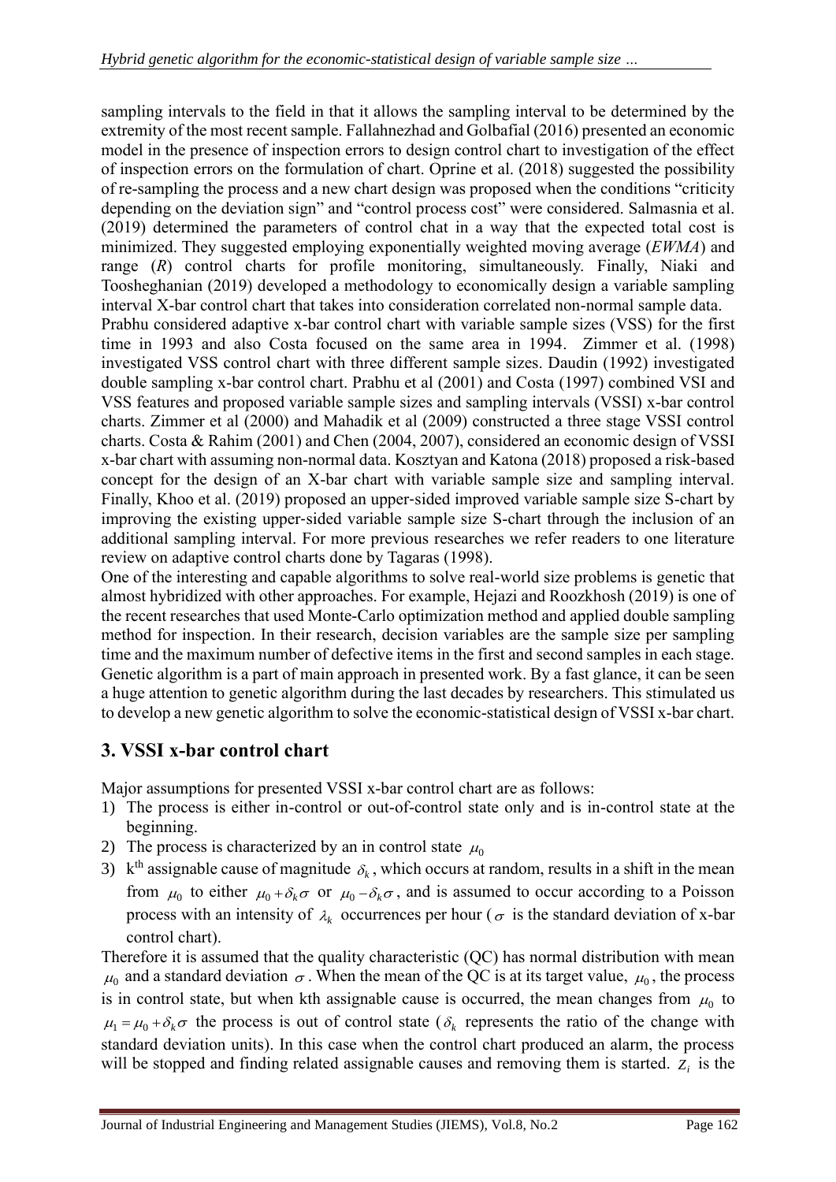sampling intervals to the field in that it allows the sampling interval to be determined by the extremity of the most recent sample. Fallahnezhad and Golbafial (2016) presented an economic model in the presence of inspection errors to design control chart to investigation of the effect of inspection errors on the formulation of chart. Oprine et al. (2018) suggested the possibility of re-sampling the process and a new chart design was proposed when the conditions “criticity depending on the deviation sign” and “control process cost” were considered. Salmasnia et al. (2019) determined the parameters of control chat in a way that the expected total cost is minimized. They suggested employing exponentially weighted moving average (*EWMA*) and range (*R*) control charts for profile monitoring, simultaneously. Finally, Niaki and Toosheghanian (2019) developed a methodology to economically design a variable sampling interval X-bar control chart that takes into consideration correlated non-normal sample data.

Prabhu considered adaptive x-bar control chart with variable sample sizes (VSS) for the first time in 1993 and also Costa focused on the same area in 1994. Zimmer et al. (1998) investigated VSS control chart with three different sample sizes. Daudin (1992) investigated double sampling x-bar control chart. Prabhu et al (2001) and Costa (1997) combined VSI and VSS features and proposed variable sample sizes and sampling intervals (VSSI) x-bar control charts. Zimmer et al (2000) and Mahadik et al (2009) constructed a three stage VSSI control charts. Costa & Rahim (2001) and Chen (2004, 2007), considered an economic design of VSSI x-bar chart with assuming non-normal data. Kosztyan and Katona (2018) proposed a risk-based concept for the design of an X-bar chart with variable sample size and sampling interval. Finally, Khoo et al. (2019) proposed an upper-sided improved variable sample size S-chart by improving the existing upper-sided variable sample size S-chart through the inclusion of an additional sampling interval. For more previous researches we refer readers to one literature review on adaptive control charts done by Tagaras (1998).

One of the interesting and capable algorithms to solve real-world size problems is genetic that almost hybridized with other approaches. For example, Hejazi and Roozkhosh (2019) is one of the recent researches that used Monte-Carlo optimization method and applied double sampling method for inspection. In their research, decision variables are the sample size per sampling time and the maximum number of defective items in the first and second samples in each stage. Genetic algorithm is a part of main approach in presented work. By a fast glance, it can be seen a huge attention to genetic algorithm during the last decades by researchers. This stimulated us to develop a new genetic algorithm to solve the economic-statistical design of VSSI x-bar chart.

## 3. VSSI x-bar control chart

Major assumptions for presented VSSI x-bar control chart are as follows:

1) The process is either in-control or out-of-control state only and is in-control state at the beginning.
2) The process is characterized by an in control state $\mu_0$
3) k[th] assignable cause of magnitude $\delta_k$, which occurs at random, results in a shift in the mean from $\mu_0$ to either $\mu_0 + \delta_k \sigma$ or $\mu_0 - \delta_k \sigma$, and is assumed to occur according to a Poisson process with an intensity of $\lambda_k$ occurrences per hour ($\sigma$ is the standard deviation of x-bar control chart).

Therefore it is assumed that the quality characteristic (QC) has normal distribution with mean $\mu_0$ and a standard deviation $\sigma$. When the mean of the QC is at its target value, $\mu_0$, the process is in control state, but when kth assignable cause is occurred, the mean changes from $\mu_0$ to $\mu_1 = \mu_0 + \delta_k \sigma$ the process is out of control state ($\delta_k$ represents the ratio of the change with standard deviation units). In this case when the control chart produced an alarm, the process will be stopped and finding related assignable causes and removing them is started. $Z_i$ is the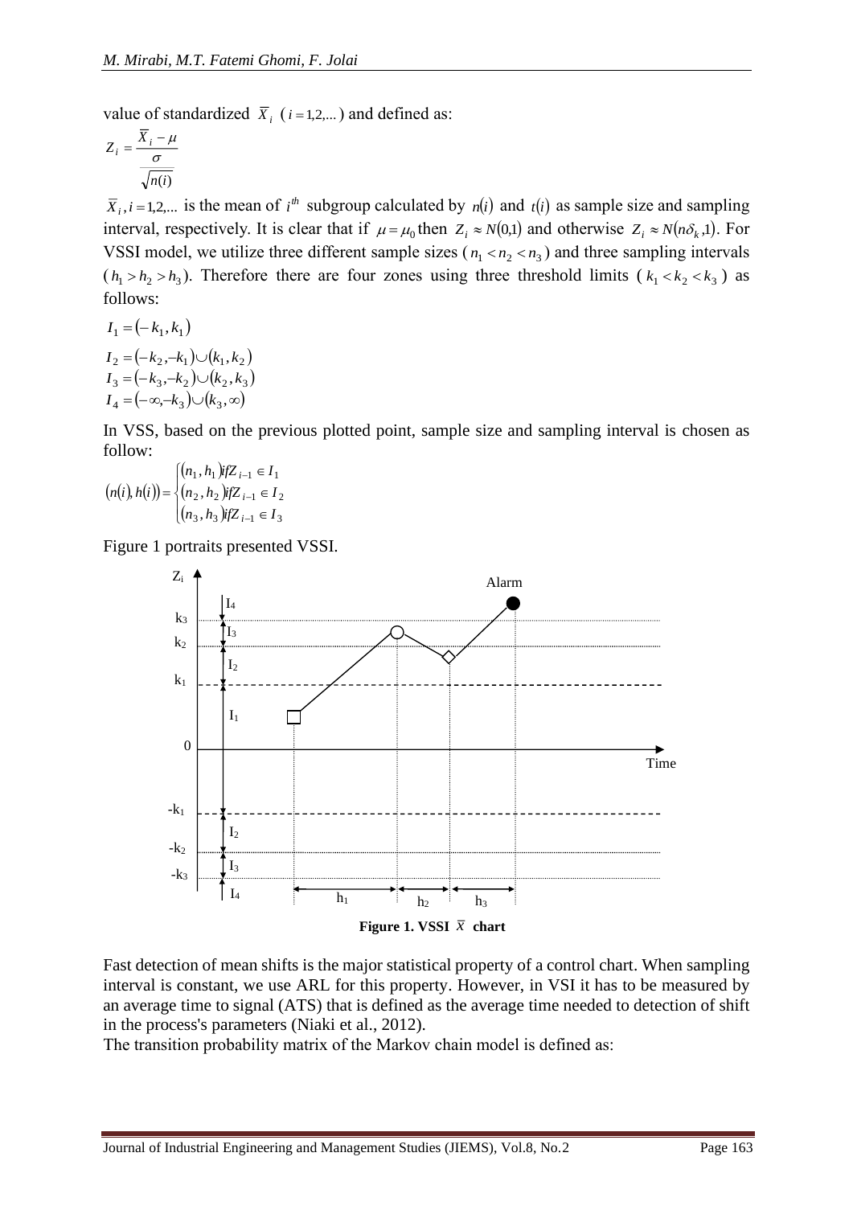value of standardized $\overline{X}_i$ ( $i = 1,2,...$ ) and defined as:

$$Z_i = \frac{\overline{X}_i - \mu}{\frac{\sigma}{\sqrt{n(i)}}}$$

$\overline{X}_i, i = 1,2,...$ is the mean of $i^{th}$ subgroup calculated by $n(i)$ and $t(i)$ as sample size and sampling interval, respectively. It is clear that if $\mu = \mu_0$ then $Z_i \approx N(0,1)$ and otherwise $Z_i \approx N(n\delta_k,1)$. For VSSI model, we utilize three different sample sizes ( $n_1 < n_2 < n_3$ ) and three sampling intervals ( $h_1 > h_2 > h_3$ ). Therefore there are four zones using three threshold limits ( $k_1 < k_2 < k_3$ ) as follows:

$$I_1 = (-k_1, k_1)$$

$$I_2 = (-k_2, -k_1) \cup (k_1, k_2)$$

$$I_3 = (-k_3, -k_2) \cup (k_2, k_3)$$

$$I_4 = (-\infty, -k_3) \cup (k_3, \infty)$$

In VSS, based on the previous plotted point, sample size and sampling interval is chosen as follow:

$$(n(i), h(i)) = \begin{cases} (n_1, h_1) if Z_{i-1} \in I_1 \\ (n_2, h_2) if Z_{i-1} \in I_2 \\ (n_3, h_3) if Z_{i-1} \in I_3 \end{cases}$$

Figure 1 portraits presented VSSI.

Zi
Alarm
I4
k3
I3
k2
I2
k1
I1
0
Time
-k1
I2
-k2
I3
-k3
I4
h1
h2
h3

**Figure 1. VSSI $\overline{X}$ chart**

Fast detection of mean shifts is the major statistical property of a control chart. When sampling interval is constant, we use ARL for this property. However, in VSI it has to be measured by an average time to signal (ATS) that is defined as the average time needed to detection of shift in the process's parameters (Niaki et al., 2012).

The transition probability matrix of the Markov chain model is defined as: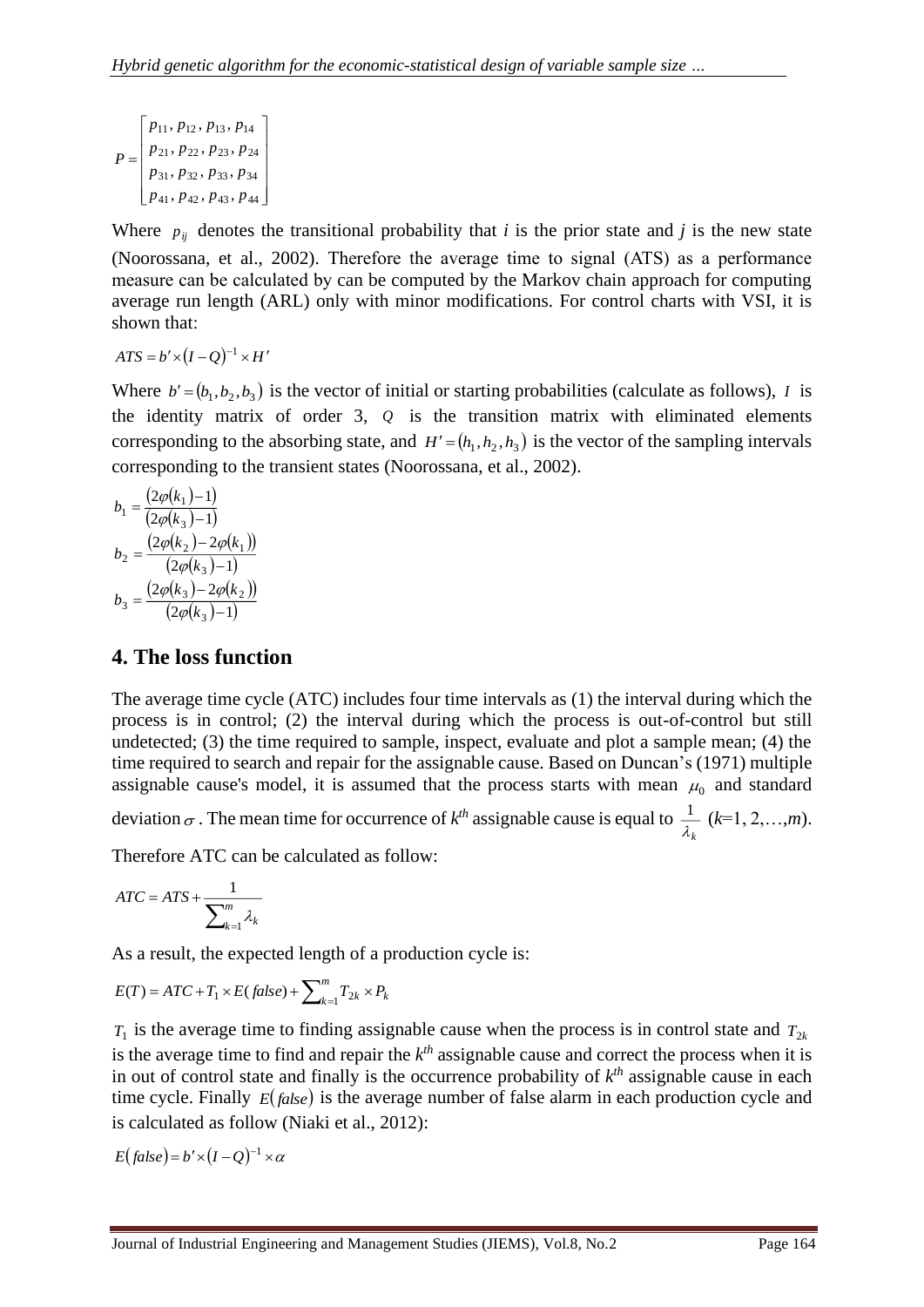$$P = \begin{bmatrix} p_{11}, p_{12}, p_{13}, p_{14} \\ p_{21}, p_{22}, p_{23}, p_{24} \\ p_{31}, p_{32}, p_{33}, p_{34} \\ p_{41}, p_{42}, p_{43}, p_{44} \end{bmatrix}$$

Where $p_{ij}$ denotes the transitional probability that *i* is the prior state and *j* is the new state (Noorossana, et al., 2002). Therefore the average time to signal (ATS) as a performance measure can be calculated by can be computed by the Markov chain approach for computing average run length (ARL) only with minor modifications. For control charts with VSI, it is shown that:

$$ATS = b' \times (I - Q)^{-1} \times H'$$

Where $b' = (b_1, b_2, b_3)$ is the vector of initial or starting probabilities (calculate as follows), $I$ is the identity matrix of order 3, $Q$ is the transition matrix with eliminated elements corresponding to the absorbing state, and $H' = (h_1, h_2, h_3)$ is the vector of the sampling intervals corresponding to the transient states (Noorossana, et al., 2002).

$$b_1 = \frac{(2\varphi(k_1) - 1)}{(2\varphi(k_3) - 1)}$$

$$b_2 = \frac{(2\varphi(k_2) - 2\varphi(k_1))}{(2\varphi(k_3) - 1)}$$

$$b_3 = \frac{(2\varphi(k_3) - 2\varphi(k_2))}{(2\varphi(k_3) - 1)}$$

## 4. The loss function

The average time cycle (ATC) includes four time intervals as (1) the interval during which the process is in control; (2) the interval during which the process is out-of-control but still undetected; (3) the time required to sample, inspect, evaluate and plot a sample mean; (4) the time required to search and repair for the assignable cause. Based on Duncan's (1971) multiple assignable cause's model, it is assumed that the process starts with mean $\mu_0$ and standard deviation $\sigma$. The mean time for occurrence of $k^{th}$ assignable cause is equal to $\frac{1}{\lambda_k}$ ($k$=1, 2,…,$m$). Therefore ATC can be calculated as follow:

$$ATC = ATS + \frac{1}{\sum_{k=1}^{m} \lambda_k}$$

As a result, the expected length of a production cycle is:

$$E(T) = ATC + T_1 \times E(false) + \sum_{k=1}^{m} T_{2k} \times P_k$$

$T_1$ is the average time to finding assignable cause when the process is in control state and $T_{2k}$ is the average time to find and repair the $k^{th}$ assignable cause and correct the process when it is in out of control state and finally is the occurrence probability of $k^{th}$ assignable cause in each time cycle. Finally $E(false)$ is the average number of false alarm in each production cycle and is calculated as follow (Niaki et al., 2012):

$$E(false) = b' \times (I - Q)^{-1} \times \alpha$$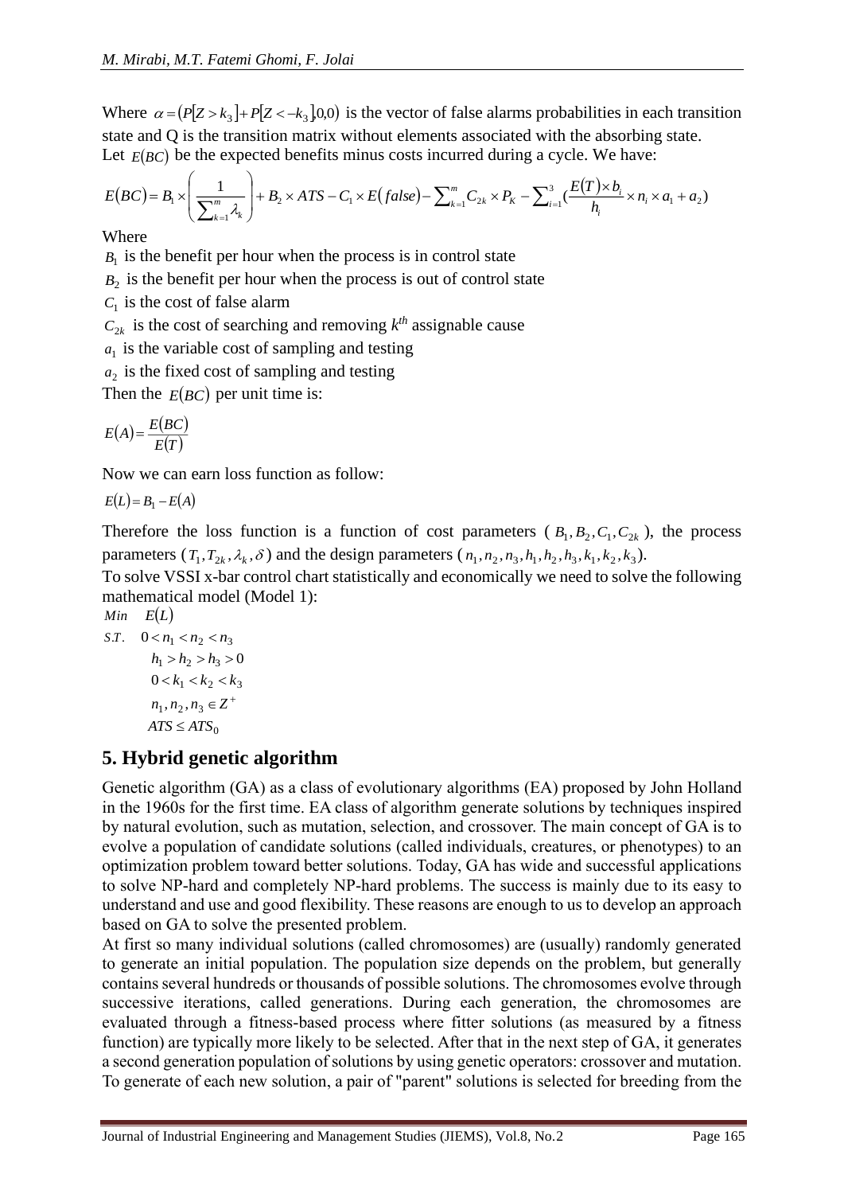Where $\alpha = (P[Z > k_3] + P[Z < -k_3],0,0)$ is the vector of false alarms probabilities in each transition state and Q is the transition matrix without elements associated with the absorbing state.
Let $E(BC)$ be the expected benefits minus costs incurred during a cycle. We have:

$$E(BC) = B_1 \times \left( \frac{1}{\sum_{k=1}^{m} \lambda_k} \right) + B_2 \times ATS - C_1 \times E(false) - \sum_{k=1}^{m} C_{2k} \times P_K - \sum_{i=1}^{3} \left( \frac{E(T) \times b_i}{h_i} \times n_i \times a_1 + a_2 \right)$$

Where

$B_1$ is the benefit per hour when the process is in control state

$B_2$ is the benefit per hour when the process is out of control state

$C_1$ is the cost of false alarm

$C_{2k}$ is the cost of searching and removing $k^{th}$ assignable cause

$a_1$ is the variable cost of sampling and testing

$a_2$ is the fixed cost of sampling and testing

Then the $E(BC)$ per unit time is:

$$E(A) = \frac{E(BC)}{E(T)}$$

Now we can earn loss function as follow:

$$E(L) = B_1 - E(A)$$

Therefore the loss function is a function of cost parameters ( $B_1, B_2, C_1, C_{2k}$ ), the process parameters ($T_1, T_{2k}, \lambda_k, \delta$) and the design parameters ($n_1, n_2, n_3, h_1, h_2, h_3, k_1, k_2, k_3$).
To solve VSSI x-bar control chart statistically and economically we need to solve the following mathematical model (Model 1):

$$
\begin{aligned}
&Min \quad E(L) \\
&S.T. \quad 0 < n_1 < n_2 < n_3 \\
&\qquad h_1 > h_2 > h_3 > 0 \\
&\qquad 0 < k_1 < k_2 < k_3 \\
&\qquad n_1, n_2, n_3 \in Z^+ \\
&\qquad ATS \le ATS_0
\end{aligned}
$$

## 5. Hybrid genetic algorithm

Genetic algorithm (GA) as a class of evolutionary algorithms (EA) proposed by John Holland in the 1960s for the first time. EA class of algorithm generate solutions by techniques inspired by natural evolution, such as mutation, selection, and crossover. The main concept of GA is to evolve a population of candidate solutions (called individuals, creatures, or phenotypes) to an optimization problem toward better solutions. Today, GA has wide and successful applications to solve NP-hard and completely NP-hard problems. The success is mainly due to its easy to understand and use and good flexibility. These reasons are enough to us to develop an approach based on GA to solve the presented problem.
At first so many individual solutions (called chromosomes) are (usually) randomly generated to generate an initial population. The population size depends on the problem, but generally contains several hundreds or thousands of possible solutions. The chromosomes evolve through successive iterations, called generations. During each generation, the chromosomes are evaluated through a fitness-based process where fitter solutions (as measured by a fitness function) are typically more likely to be selected. After that in the next step of GA, it generates a second generation population of solutions by using genetic operators: crossover and mutation. To generate of each new solution, a pair of "parent" solutions is selected for breeding from the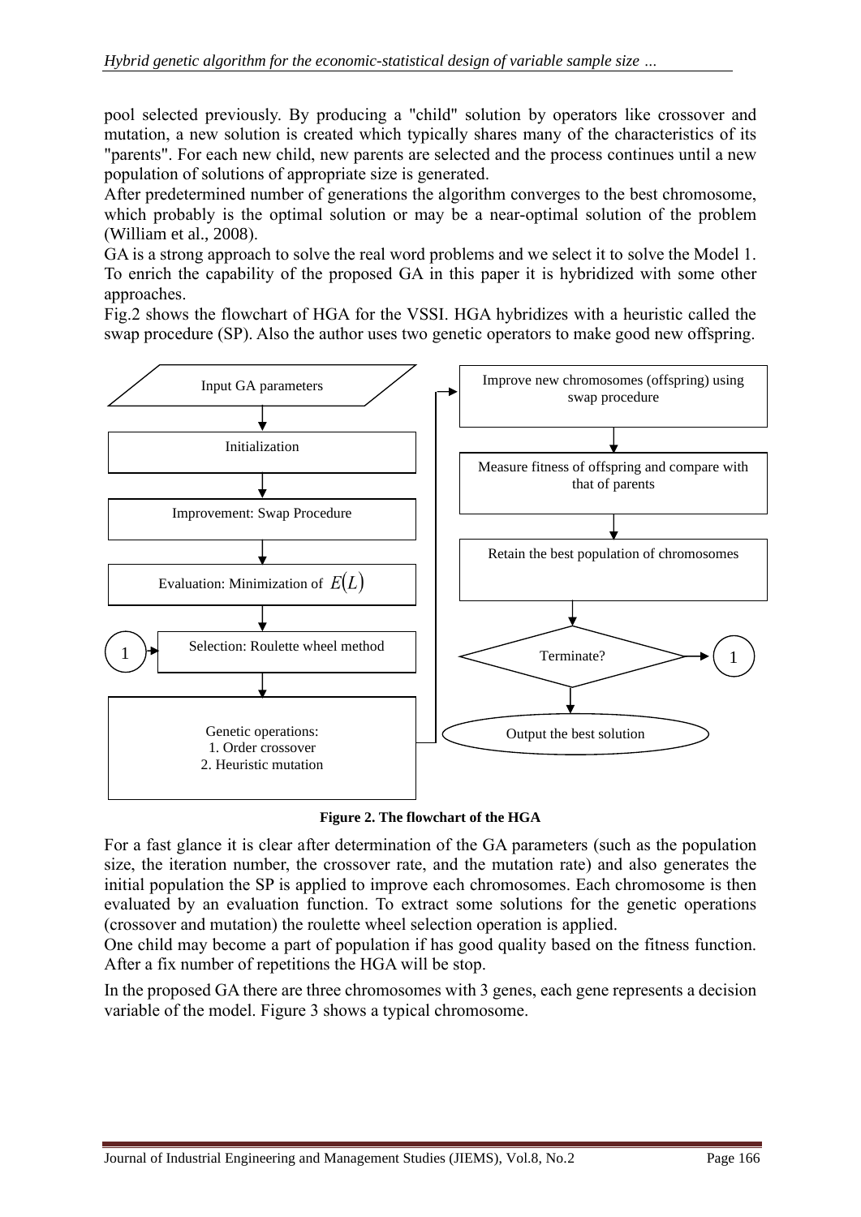pool selected previously. By producing a "child" solution by operators like crossover and mutation, a new solution is created which typically shares many of the characteristics of its "parents". For each new child, new parents are selected and the process continues until a new population of solutions of appropriate size is generated.

After predetermined number of generations the algorithm converges to the best chromosome, which probably is the optimal solution or may be a near-optimal solution of the problem (William et al., 2008).

GA is a strong approach to solve the real word problems and we select it to solve the Model 1. To enrich the capability of the proposed GA in this paper it is hybridized with some other approaches.

Fig.2 shows the flowchart of HGA for the VSSI. HGA hybridizes with a heuristic called the swap procedure (SP). Also the author uses two genetic operators to make good new offspring.

Input GA parameters

Initialization

Improvement: Swap Procedure

Evaluation: Minimization of $E(L)$

1

Selection: Roulette wheel method

Genetic operations:
1. Order crossover
2. Heuristic mutation

Improve new chromosomes (offspring) using swap procedure

Measure fitness of offspring and compare with that of parents

Retain the best population of chromosomes

Terminate?

1

Output the best solution

**Figure 2. The flowchart of the HGA**

For a fast glance it is clear after determination of the GA parameters (such as the population size, the iteration number, the crossover rate, and the mutation rate) and also generates the initial population the SP is applied to improve each chromosomes. Each chromosome is then evaluated by an evaluation function. To extract some solutions for the genetic operations (crossover and mutation) the roulette wheel selection operation is applied.

One child may become a part of population if has good quality based on the fitness function. After a fix number of repetitions the HGA will be stop.

In the proposed GA there are three chromosomes with 3 genes, each gene represents a decision variable of the model. Figure 3 shows a typical chromosome.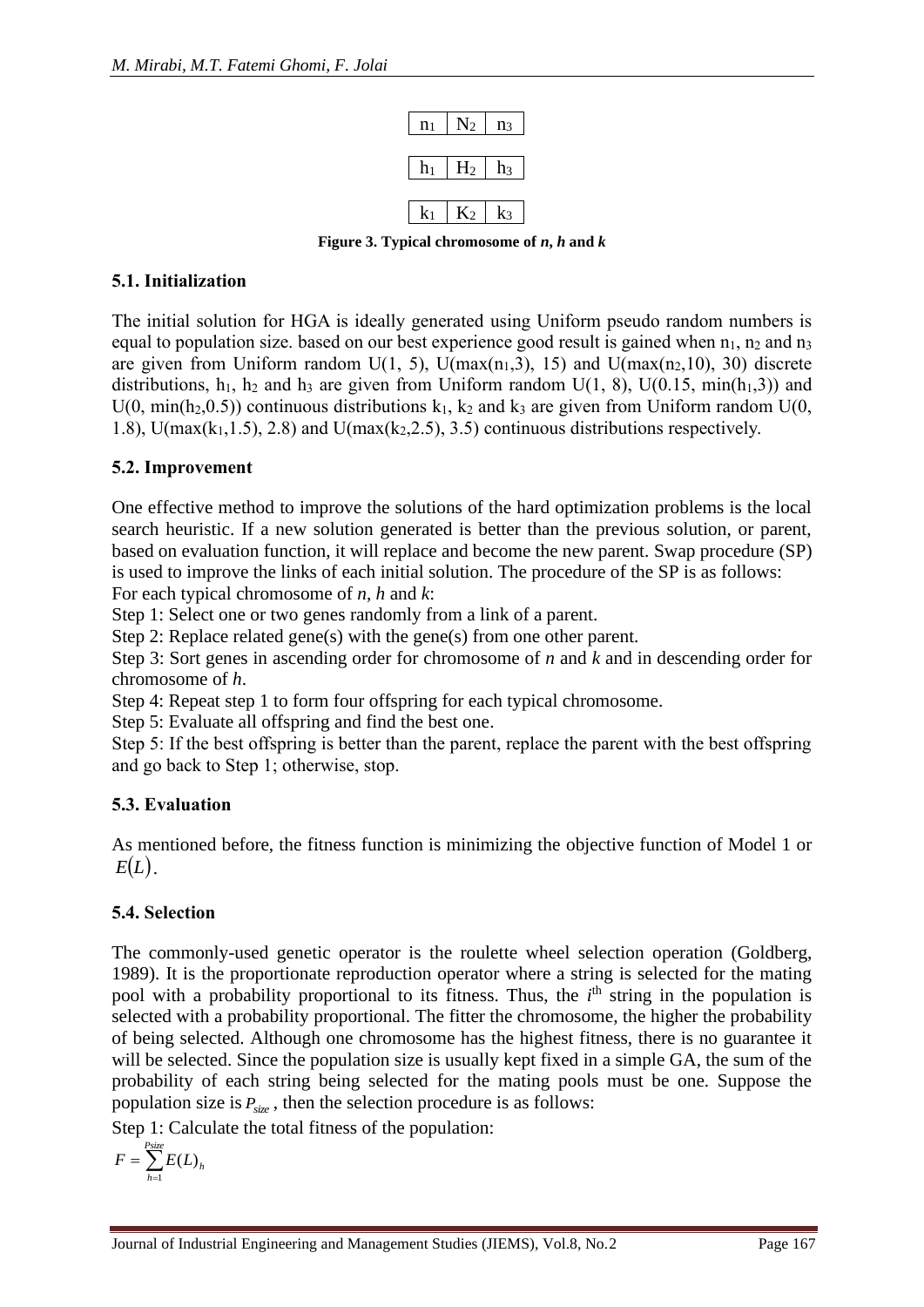| | | |
|---|---|---|
| $n_1$ | $N_2$ | $n_3$ |

| | | |
|---|---|---|
| $h_1$ | $H_2$ | $h_3$ |

| | | |
|---|---|---|
| $k_1$ | $K_2$ | $k_3$ |

**Figure 3. Typical chromosome of *n*, *h* and *k***

### 5.1. Initialization

The initial solution for HGA is ideally generated using Uniform pseudo random numbers is equal to population size. based on our best experience good result is gained when $n_1$, $n_2$ and $n_3$ are given from Uniform random U(1, 5), U(max($n_1$,3), 15) and U(max($n_2$,10), 30) discrete distributions, $h_1$, $h_2$ and $h_3$ are given from Uniform random U(1, 8), U(0.15, min($h_1$,3)) and U(0, min($h_2$,0.5)) continuous distributions $k_1$, $k_2$ and $k_3$ are given from Uniform random U(0, 1.8), U(max($k_1$,1.5), 2.8) and U(max($k_2$,2.5), 3.5) continuous distributions respectively.

### 5.2. Improvement

One effective method to improve the solutions of the hard optimization problems is the local search heuristic. If a new solution generated is better than the previous solution, or parent, based on evaluation function, it will replace and become the new parent. Swap procedure (SP) is used to improve the links of each initial solution. The procedure of the SP is as follows:
For each typical chromosome of *n*, *h* and *k*:
Step 1: Select one or two genes randomly from a link of a parent.
Step 2: Replace related gene(s) with the gene(s) from one other parent.
Step 3: Sort genes in ascending order for chromosome of *n* and *k* and in descending order for chromosome of *h*.
Step 4: Repeat step 1 to form four offspring for each typical chromosome.
Step 5: Evaluate all offspring and find the best one.
Step 5: If the best offspring is better than the parent, replace the parent with the best offspring and go back to Step 1; otherwise, stop.

### 5.3. Evaluation

As mentioned before, the fitness function is minimizing the objective function of Model 1 or $E(L)$.

### 5.4. Selection

The commonly-used genetic operator is the roulette wheel selection operation (Goldberg, 1989). It is the proportionate reproduction operator where a string is selected for the mating pool with a probability proportional to its fitness. Thus, the $i^{th}$ string in the population is selected with a probability proportional. The fitter the chromosome, the higher the probability of being selected. Although one chromosome has the highest fitness, there is no guarantee it will be selected. Since the population size is usually kept fixed in a simple GA, the sum of the probability of each string being selected for the mating pools must be one. Suppose the population size is $P_{size}$, then the selection procedure is as follows:

Step 1: Calculate the total fitness of the population:

$$F = \sum_{h=1}^{Psize} E(L)_h$$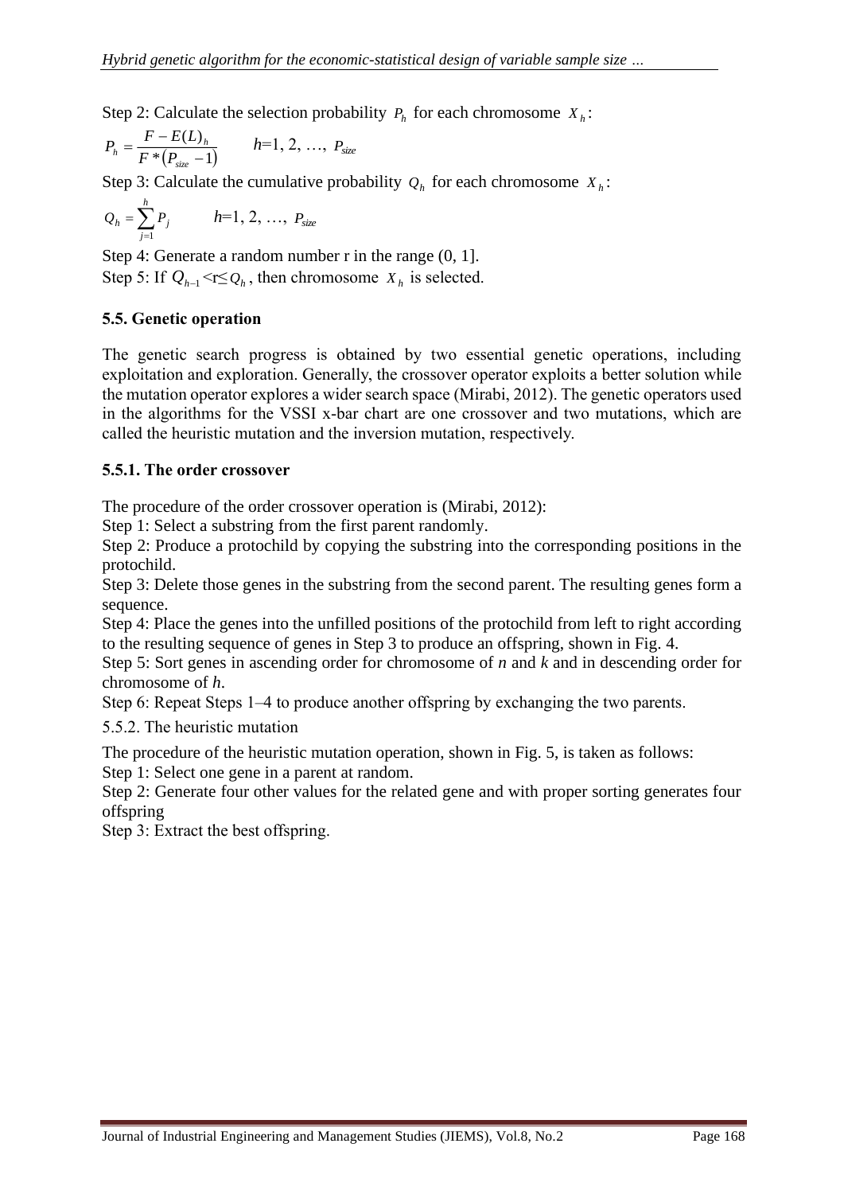Step 2: Calculate the selection probability $P_h$ for each chromosome $X_h$:

$$P_h = \frac{F - E(L)_h}{F * (P_{size} - 1)} \qquad h=1, 2, \ldots, P_{size}$$

Step 3: Calculate the cumulative probability $Q_h$ for each chromosome $X_h$:

$$Q_h = \sum_{j=1}^{h} P_j \qquad h=1, 2, \ldots, P_{size}$$

Step 4: Generate a random number r in the range (0, 1].

Step 5: If $Q_{h-1} < r \leq Q_h$, then chromosome $X_h$ is selected.

### 5.5. Genetic operation

The genetic search progress is obtained by two essential genetic operations, including exploitation and exploration. Generally, the crossover operator exploits a better solution while the mutation operator explores a wider search space (Mirabi, 2012). The genetic operators used in the algorithms for the VSSI x-bar chart are one crossover and two mutations, which are called the heuristic mutation and the inversion mutation, respectively.

#### 5.5.1. The order crossover

The procedure of the order crossover operation is (Mirabi, 2012):

Step 1: Select a substring from the first parent randomly.

Step 2: Produce a protochild by copying the substring into the corresponding positions in the protochild.

Step 3: Delete those genes in the substring from the second parent. The resulting genes form a sequence.

Step 4: Place the genes into the unfilled positions of the protochild from left to right according to the resulting sequence of genes in Step 3 to produce an offspring, shown in Fig. 4.

Step 5: Sort genes in ascending order for chromosome of $n$ and $k$ and in descending order for chromosome of $h$.

Step 6: Repeat Steps 1–4 to produce another offspring by exchanging the two parents.

#### 5.5.2. The heuristic mutation

The procedure of the heuristic mutation operation, shown in Fig. 5, is taken as follows:

Step 1: Select one gene in a parent at random.

Step 2: Generate four other values for the related gene and with proper sorting generates four offspring

Step 3: Extract the best offspring.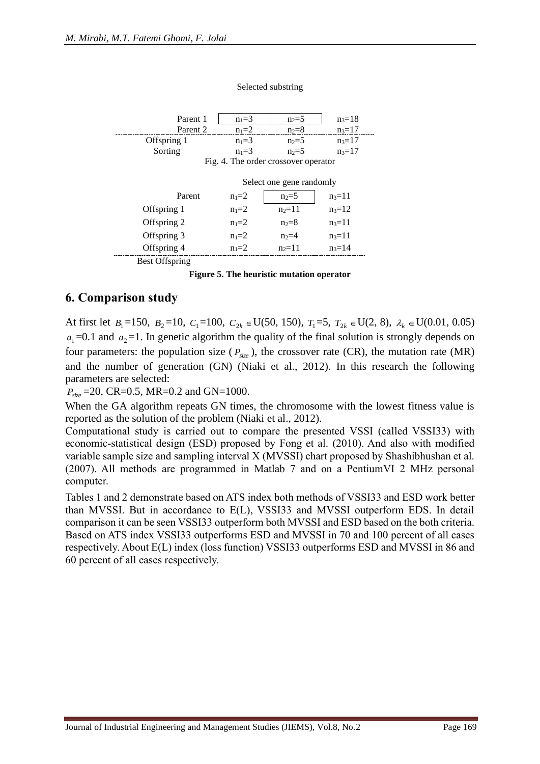Selected substring

| | | | |
|---|---|---|---|
| Parent 1 | $n_1$=3 | $n_2$=5 | $n_3$=18 |
| Parent 2 | $n_1$=2 | $n_2$=8 | $n_3$=17 |
| Offspring 1 | $n_1$=3 | $n_2$=5 | $n_3$=17 |
| Sorting | $n_1$=3 | $n_2$=5 | $n_3$=17 |

Fig. 4. The order crossover operator

Select one gene randomly

| | | | |
|---|---|---|---|
| Parent | $n_1$=2 | $n_2$=5 | $n_3$=11 |
| Offspring 1 | $n_1$=2 | $n_2$=11 | $n_3$=12 |
| Offspring 2 | $n_1$=2 | $n_2$=8 | $n_3$=11 |
| Offspring 3 | $n_1$=2 | $n_2$=4 | $n_3$=11 |
| Offspring 4 | $n_1$=2 | $n_2$=11 | $n_3$=14 |
| Best Offspring | | | |

**Figure 5. The heuristic mutation operator**

## 6. Comparison study

At first let $B_1$=150, $B_2$=10, $C_1$=100, $C_{2k} \in$ U(50, 150), $T_1$=5, $T_{2k} \in$ U(2, 8), $\lambda_k \in$ U(0.01, 0.05) $a_1$=0.1 and $a_2$=1. In genetic algorithm the quality of the final solution is strongly depends on four parameters: the population size ($P_{size}$), the crossover rate (CR), the mutation rate (MR) and the number of generation (GN) (Niaki et al., 2012). In this research the following parameters are selected:

$P_{size}$=20, CR=0.5, MR=0.2 and GN=1000.

When the GA algorithm repeats GN times, the chromosome with the lowest fitness value is reported as the solution of the problem (Niaki et al., 2012).

Computational study is carried out to compare the presented VSSI (called VSSI33) with economic-statistical design (ESD) proposed by Fong et al. (2010). And also with modified variable sample size and sampling interval X (MVSSI) chart proposed by Shashibhushan et al. (2007). All methods are programmed in Matlab 7 and on a PentiumVI 2 MHz personal computer.

Tables 1 and 2 demonstrate based on ATS index both methods of VSSI33 and ESD work better than MVSSI. But in accordance to E(L), VSSI33 and MVSSI outperform EDS. In detail comparison it can be seen VSSI33 outperform both MVSSI and ESD based on the both criteria. Based on ATS index VSSI33 outperforms ESD and MVSSI in 70 and 100 percent of all cases respectively. About E(L) index (loss function) VSSI33 outperforms ESD and MVSSI in 86 and 60 percent of all cases respectively.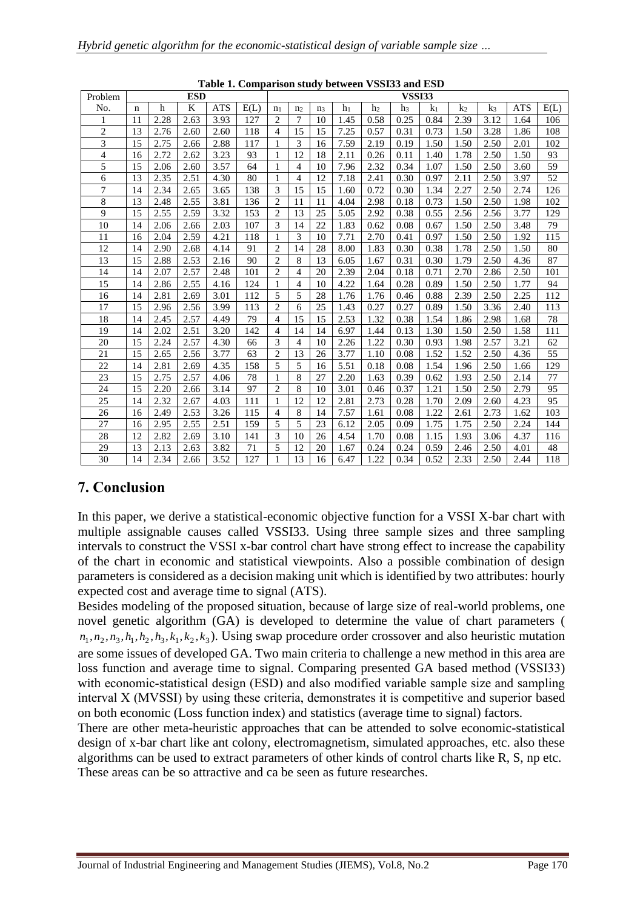**Table 1. Comparison study between VSSI33 and ESD**

| Problem | ESD | | | | | VSSI33 | | | | | | | | | | |
|---|---|---|---|---|---|---|---|---|---|---|---|---|---|---|---|---|
| No. | n | h | K | ATS | E(L) | $n_1$ | $n_2$ | $n_3$ | $h_1$ | $h_2$ | $h_3$ | $k_1$ | $k_2$ | $k_3$ | ATS | E(L) |
| 1 | 11 | 2.28 | 2.63 | 3.93 | 127 | 2 | 7 | 10 | 1.45 | 0.58 | 0.25 | 0.84 | 2.39 | 3.12 | 1.64 | 106 |
| 2 | 13 | 2.76 | 2.60 | 2.60 | 118 | 4 | 15 | 15 | 7.25 | 0.57 | 0.31 | 0.73 | 1.50 | 3.28 | 1.86 | 108 |
| 3 | 15 | 2.75 | 2.66 | 2.88 | 117 | 1 | 3 | 16 | 7.59 | 2.19 | 0.19 | 1.50 | 1.50 | 2.50 | 2.01 | 102 |
| 4 | 16 | 2.72 | 2.62 | 3.23 | 93 | 1 | 12 | 18 | 2.11 | 0.26 | 0.11 | 1.40 | 1.78 | 2.50 | 1.50 | 93 |
| 5 | 15 | 2.06 | 2.60 | 3.57 | 64 | 1 | 4 | 10 | 7.96 | 2.32 | 0.34 | 1.07 | 1.50 | 2.50 | 3.60 | 59 |
| 6 | 13 | 2.35 | 2.51 | 4.30 | 80 | 1 | 4 | 12 | 7.18 | 2.41 | 0.30 | 0.97 | 2.11 | 2.50 | 3.97 | 52 |
| 7 | 14 | 2.34 | 2.65 | 3.65 | 138 | 3 | 15 | 15 | 1.60 | 0.72 | 0.30 | 1.34 | 2.27 | 2.50 | 2.74 | 126 |
| 8 | 13 | 2.48 | 2.55 | 3.81 | 136 | 2 | 11 | 11 | 4.04 | 2.98 | 0.18 | 0.73 | 1.50 | 2.50 | 1.98 | 102 |
| 9 | 15 | 2.55 | 2.59 | 3.32 | 153 | 2 | 13 | 25 | 5.05 | 2.92 | 0.38 | 0.55 | 2.56 | 2.56 | 3.77 | 129 |
| 10 | 14 | 2.06 | 2.66 | 2.03 | 107 | 3 | 14 | 22 | 1.83 | 0.62 | 0.08 | 0.67 | 1.50 | 2.50 | 3.48 | 79 |
| 11 | 16 | 2.04 | 2.59 | 4.21 | 118 | 1 | 3 | 10 | 7.71 | 2.70 | 0.41 | 0.97 | 1.50 | 2.50 | 1.92 | 115 |
| 12 | 14 | 2.90 | 2.68 | 4.14 | 91 | 2 | 14 | 28 | 8.00 | 1.83 | 0.30 | 0.38 | 1.78 | 2.50 | 1.50 | 80 |
| 13 | 15 | 2.88 | 2.53 | 2.16 | 90 | 2 | 8 | 13 | 6.05 | 1.67 | 0.31 | 0.30 | 1.79 | 2.50 | 4.36 | 87 |
| 14 | 14 | 2.07 | 2.57 | 2.48 | 101 | 2 | 4 | 20 | 2.39 | 2.04 | 0.18 | 0.71 | 2.70 | 2.86 | 2.50 | 101 |
| 15 | 14 | 2.86 | 2.55 | 4.16 | 124 | 1 | 4 | 10 | 4.22 | 1.64 | 0.28 | 0.89 | 1.50 | 2.50 | 1.77 | 94 |
| 16 | 14 | 2.81 | 2.69 | 3.01 | 112 | 5 | 5 | 28 | 1.76 | 1.76 | 0.46 | 0.88 | 2.39 | 2.50 | 2.25 | 112 |
| 17 | 15 | 2.96 | 2.56 | 3.99 | 113 | 2 | 6 | 25 | 1.43 | 0.27 | 0.27 | 0.89 | 1.50 | 3.36 | 2.40 | 113 |
| 18 | 14 | 2.45 | 2.57 | 4.49 | 79 | 4 | 15 | 15 | 2.53 | 1.32 | 0.38 | 1.54 | 1.86 | 2.98 | 1.68 | 78 |
| 19 | 14 | 2.02 | 2.51 | 3.20 | 142 | 4 | 14 | 14 | 6.97 | 1.44 | 0.13 | 1.30 | 1.50 | 2.50 | 1.58 | 111 |
| 20 | 15 | 2.24 | 2.57 | 4.30 | 66 | 3 | 4 | 10 | 2.26 | 1.22 | 0.30 | 0.93 | 1.98 | 2.57 | 3.21 | 62 |
| 21 | 15 | 2.65 | 2.56 | 3.77 | 63 | 2 | 13 | 26 | 3.77 | 1.10 | 0.08 | 1.52 | 1.52 | 2.50 | 4.36 | 55 |
| 22 | 14 | 2.81 | 2.69 | 4.35 | 158 | 5 | 5 | 16 | 5.51 | 0.18 | 0.08 | 1.54 | 1.96 | 2.50 | 1.66 | 129 |
| 23 | 15 | 2.75 | 2.57 | 4.06 | 78 | 1 | 8 | 27 | 2.20 | 1.63 | 0.39 | 0.62 | 1.93 | 2.50 | 2.14 | 77 |
| 24 | 15 | 2.20 | 2.66 | 3.14 | 97 | 2 | 8 | 10 | 3.01 | 0.46 | 0.37 | 1.21 | 1.50 | 2.50 | 2.79 | 95 |
| 25 | 14 | 2.32 | 2.67 | 4.03 | 111 | 1 | 12 | 12 | 2.81 | 2.73 | 0.28 | 1.70 | 2.09 | 2.60 | 4.23 | 95 |
| 26 | 16 | 2.49 | 2.53 | 3.26 | 115 | 4 | 8 | 14 | 7.57 | 1.61 | 0.08 | 1.22 | 2.61 | 2.73 | 1.62 | 103 |
| 27 | 16 | 2.95 | 2.55 | 2.51 | 159 | 5 | 5 | 23 | 6.12 | 2.05 | 0.09 | 1.75 | 1.75 | 2.50 | 2.24 | 144 |
| 28 | 12 | 2.82 | 2.69 | 3.10 | 141 | 3 | 10 | 26 | 4.54 | 1.70 | 0.08 | 1.15 | 1.93 | 3.06 | 4.37 | 116 |
| 29 | 13 | 2.13 | 2.63 | 3.82 | 71 | 5 | 12 | 20 | 1.67 | 0.24 | 0.24 | 0.59 | 2.46 | 2.50 | 4.01 | 48 |
| 30 | 14 | 2.34 | 2.66 | 3.52 | 127 | 1 | 13 | 16 | 6.47 | 1.22 | 0.34 | 0.52 | 2.33 | 2.50 | 2.44 | 118 |

## 7. Conclusion

In this paper, we derive a statistical-economic objective function for a VSSI X-bar chart with multiple assignable causes called VSSI33. Using three sample sizes and three sampling intervals to construct the VSSI x-bar control chart have strong effect to increase the capability of the chart in economic and statistical viewpoints. Also a possible combination of design parameters is considered as a decision making unit which is identified by two attributes: hourly expected cost and average time to signal (ATS).

Besides modeling of the proposed situation, because of large size of real-world problems, one novel genetic algorithm (GA) is developed to determine the value of chart parameters ($n_1, n_2, n_3, h_1, h_2, h_3, k_1, k_2, k_3$). Using swap procedure order crossover and also heuristic mutation are some issues of developed GA. Two main criteria to challenge a new method in this area are loss function and average time to signal. Comparing presented GA based method (VSSI33) with economic-statistical design (ESD) and also modified variable sample size and sampling interval X (MVSSI) by using these criteria, demonstrates it is competitive and superior based on both economic (Loss function index) and statistics (average time to signal) factors.

There are other meta-heuristic approaches that can be attended to solve economic-statistical design of x-bar chart like ant colony, electromagnetism, simulated approaches, etc. also these algorithms can be used to extract parameters of other kinds of control charts like R, S, np etc. These areas can be so attractive and ca be seen as future researches.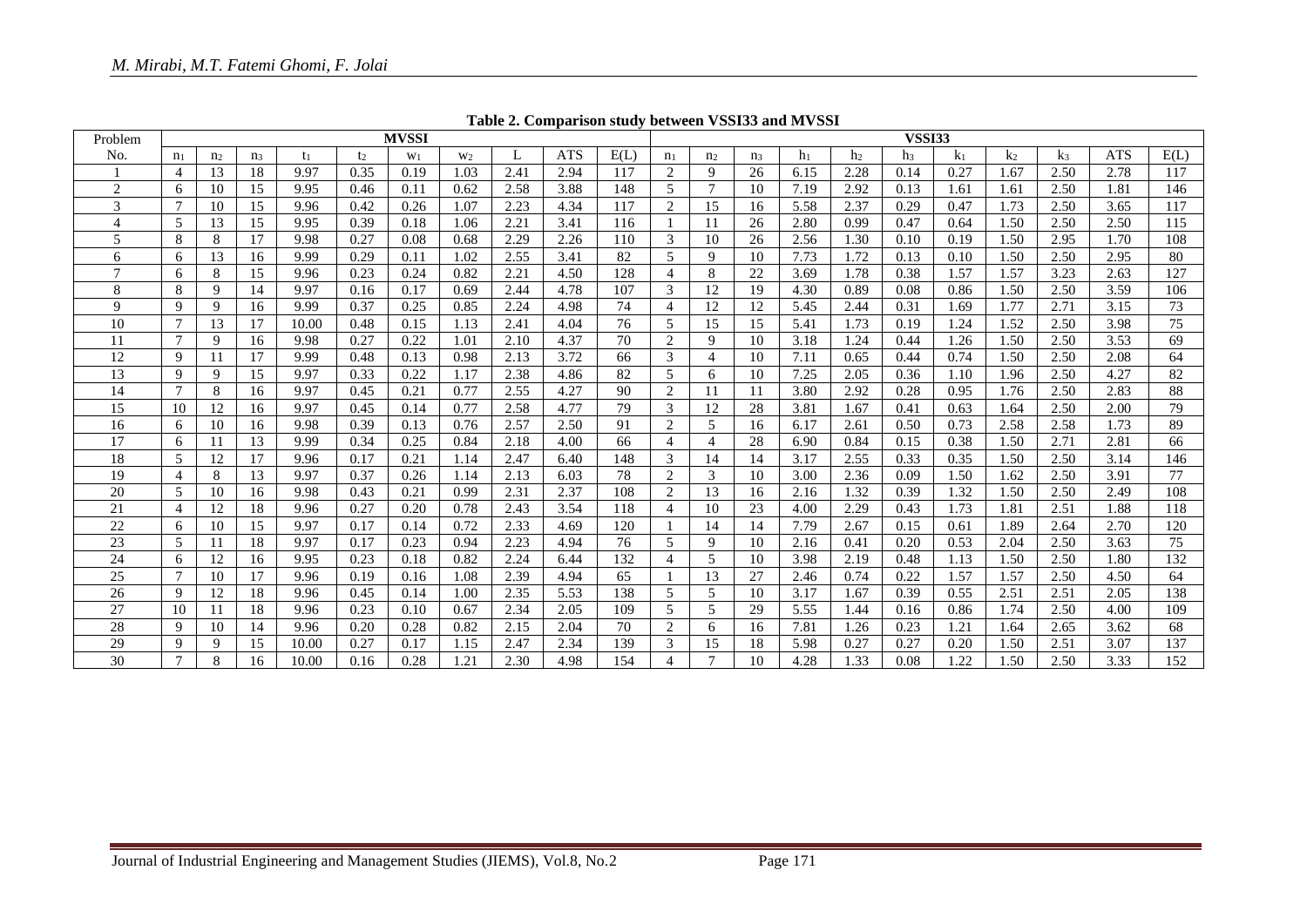**Table 2. Comparison study between VSSI33 and MVSSI**

| Problem | MVSSI | | | | | | | | | | VSSI33 | | | | | | | | | | |
|---|---|---|---|---|---|---|---|---|---|---|---|---|---|---|---|---|---|---|---|---|---|
| No. | $n_1$ | $n_2$ | $n_3$ | $t_1$ | $t_2$ | $w_1$ | $w_2$ | L | ATS | E(L) | $n_1$ | $n_2$ | $n_3$ | $h_1$ | $h_2$ | $h_3$ | $k_1$ | $k_2$ | $k_3$ | ATS | E(L) |
| 1 | 4 | 13 | 18 | 9.97 | 0.35 | 0.19 | 1.03 | 2.41 | 2.94 | 117 | 2 | 9 | 26 | 6.15 | 2.28 | 0.14 | 0.27 | 1.67 | 2.50 | 2.78 | 117 |
| 2 | 6 | 10 | 15 | 9.95 | 0.46 | 0.11 | 0.62 | 2.58 | 3.88 | 148 | 5 | 7 | 10 | 7.19 | 2.92 | 0.13 | 1.61 | 1.61 | 2.50 | 1.81 | 146 |
| 3 | 7 | 10 | 15 | 9.96 | 0.42 | 0.26 | 1.07 | 2.23 | 4.34 | 117 | 2 | 15 | 16 | 5.58 | 2.37 | 0.29 | 0.47 | 1.73 | 2.50 | 3.65 | 117 |
| 4 | 5 | 13 | 15 | 9.95 | 0.39 | 0.18 | 1.06 | 2.21 | 3.41 | 116 | 1 | 11 | 26 | 2.80 | 0.99 | 0.47 | 0.64 | 1.50 | 2.50 | 2.50 | 115 |
| 5 | 8 | 8 | 17 | 9.98 | 0.27 | 0.08 | 0.68 | 2.29 | 2.26 | 110 | 3 | 10 | 26 | 2.56 | 1.30 | 0.10 | 0.19 | 1.50 | 2.95 | 1.70 | 108 |
| 6 | 6 | 13 | 16 | 9.99 | 0.29 | 0.11 | 1.02 | 2.55 | 3.41 | 82 | 5 | 9 | 10 | 7.73 | 1.72 | 0.13 | 0.10 | 1.50 | 2.50 | 2.95 | 80 |
| 7 | 6 | 8 | 15 | 9.96 | 0.23 | 0.24 | 0.82 | 2.21 | 4.50 | 128 | 4 | 8 | 22 | 3.69 | 1.78 | 0.38 | 1.57 | 1.57 | 3.23 | 2.63 | 127 |
| 8 | 8 | 9 | 14 | 9.97 | 0.16 | 0.17 | 0.69 | 2.44 | 4.78 | 107 | 3 | 12 | 19 | 4.30 | 0.89 | 0.08 | 0.86 | 1.50 | 2.50 | 3.59 | 106 |
| 9 | 9 | 9 | 16 | 9.99 | 0.37 | 0.25 | 0.85 | 2.24 | 4.98 | 74 | 4 | 12 | 12 | 5.45 | 2.44 | 0.31 | 1.69 | 1.77 | 2.71 | 3.15 | 73 |
| 10 | 7 | 13 | 17 | 10.00 | 0.48 | 0.15 | 1.13 | 2.41 | 4.04 | 76 | 5 | 15 | 15 | 5.41 | 1.73 | 0.19 | 1.24 | 1.52 | 2.50 | 3.98 | 75 |
| 11 | 7 | 9 | 16 | 9.98 | 0.27 | 0.22 | 1.01 | 2.10 | 4.37 | 70 | 2 | 9 | 10 | 3.18 | 1.24 | 0.44 | 1.26 | 1.50 | 2.50 | 3.53 | 69 |
| 12 | 9 | 11 | 17 | 9.99 | 0.48 | 0.13 | 0.98 | 2.13 | 3.72 | 66 | 3 | 4 | 10 | 7.11 | 0.65 | 0.44 | 0.74 | 1.50 | 2.50 | 2.08 | 64 |
| 13 | 9 | 9 | 15 | 9.97 | 0.33 | 0.22 | 1.17 | 2.38 | 4.86 | 82 | 5 | 6 | 10 | 7.25 | 2.05 | 0.36 | 1.10 | 1.96 | 2.50 | 4.27 | 82 |
| 14 | 7 | 8 | 16 | 9.97 | 0.45 | 0.21 | 0.77 | 2.55 | 4.27 | 90 | 2 | 11 | 11 | 3.80 | 2.92 | 0.28 | 0.95 | 1.76 | 2.50 | 2.83 | 88 |
| 15 | 10 | 12 | 16 | 9.97 | 0.45 | 0.14 | 0.77 | 2.58 | 4.77 | 79 | 3 | 12 | 28 | 3.81 | 1.67 | 0.41 | 0.63 | 1.64 | 2.50 | 2.00 | 79 |
| 16 | 6 | 10 | 16 | 9.98 | 0.39 | 0.13 | 0.76 | 2.57 | 2.50 | 91 | 2 | 5 | 16 | 6.17 | 2.61 | 0.50 | 0.73 | 2.58 | 2.58 | 1.73 | 89 |
| 17 | 6 | 11 | 13 | 9.99 | 0.34 | 0.25 | 0.84 | 2.18 | 4.00 | 66 | 4 | 4 | 28 | 6.90 | 0.84 | 0.15 | 0.38 | 1.50 | 2.71 | 2.81 | 66 |
| 18 | 5 | 12 | 17 | 9.96 | 0.17 | 0.21 | 1.14 | 2.47 | 6.40 | 148 | 3 | 14 | 14 | 3.17 | 2.55 | 0.33 | 0.35 | 1.50 | 2.50 | 3.14 | 146 |
| 19 | 4 | 8 | 13 | 9.97 | 0.37 | 0.26 | 1.14 | 2.13 | 6.03 | 78 | 2 | 3 | 10 | 3.00 | 2.36 | 0.09 | 1.50 | 1.62 | 2.50 | 3.91 | 77 |
| 20 | 5 | 10 | 16 | 9.98 | 0.43 | 0.21 | 0.99 | 2.31 | 2.37 | 108 | 2 | 13 | 16 | 2.16 | 1.32 | 0.39 | 1.32 | 1.50 | 2.50 | 2.49 | 108 |
| 21 | 4 | 12 | 18 | 9.96 | 0.27 | 0.20 | 0.78 | 2.43 | 3.54 | 118 | 4 | 10 | 23 | 4.00 | 2.29 | 0.43 | 1.73 | 1.81 | 2.51 | 1.88 | 118 |
| 22 | 6 | 10 | 15 | 9.97 | 0.17 | 0.14 | 0.72 | 2.33 | 4.69 | 120 | 1 | 14 | 14 | 7.79 | 2.67 | 0.15 | 0.61 | 1.89 | 2.64 | 2.70 | 120 |
| 23 | 5 | 11 | 18 | 9.97 | 0.17 | 0.23 | 0.94 | 2.23 | 4.94 | 76 | 5 | 9 | 10 | 2.16 | 0.41 | 0.20 | 0.53 | 2.04 | 2.50 | 3.63 | 75 |
| 24 | 6 | 12 | 16 | 9.95 | 0.23 | 0.18 | 0.82 | 2.24 | 6.44 | 132 | 4 | 5 | 10 | 3.98 | 2.19 | 0.48 | 1.13 | 1.50 | 2.50 | 1.80 | 132 |
| 25 | 7 | 10 | 17 | 9.96 | 0.19 | 0.16 | 1.08 | 2.39 | 4.94 | 65 | 1 | 13 | 27 | 2.46 | 0.74 | 0.22 | 1.57 | 1.57 | 2.50 | 4.50 | 64 |
| 26 | 9 | 12 | 18 | 9.96 | 0.45 | 0.14 | 1.00 | 2.35 | 5.53 | 138 | 5 | 5 | 10 | 3.17 | 1.67 | 0.39 | 0.55 | 2.51 | 2.51 | 2.05 | 138 |
| 27 | 10 | 11 | 18 | 9.96 | 0.23 | 0.10 | 0.67 | 2.34 | 2.05 | 109 | 5 | 5 | 29 | 5.55 | 1.44 | 0.16 | 0.86 | 1.74 | 2.50 | 4.00 | 109 |
| 28 | 9 | 10 | 14 | 9.96 | 0.20 | 0.28 | 0.82 | 2.15 | 2.04 | 70 | 2 | 6 | 16 | 7.81 | 1.26 | 0.23 | 1.21 | 1.64 | 2.65 | 3.62 | 68 |
| 29 | 9 | 9 | 15 | 10.00 | 0.27 | 0.17 | 1.15 | 2.47 | 2.34 | 139 | 3 | 15 | 18 | 5.98 | 0.27 | 0.27 | 0.20 | 1.50 | 2.51 | 3.07 | 137 |
| 30 | 7 | 8 | 16 | 10.00 | 0.16 | 0.28 | 1.21 | 2.30 | 4.98 | 154 | 4 | 7 | 10 | 4.28 | 1.33 | 0.08 | 1.22 | 1.50 | 2.50 | 3.33 | 152 |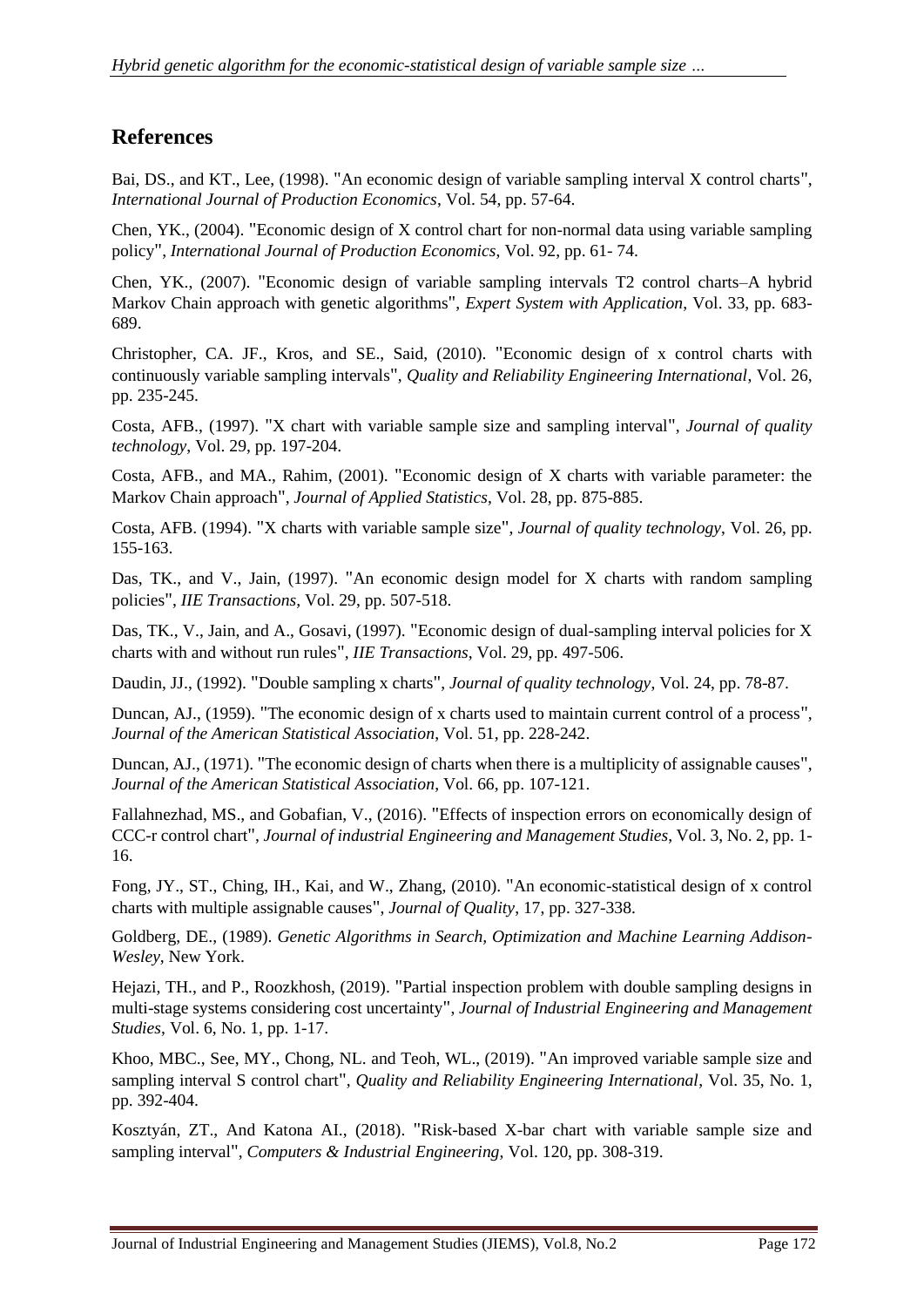## References

Bai, DS., and KT., Lee, (1998). "An economic design of variable sampling interval X control charts", *International Journal of Production Economics*, Vol. 54, pp. 57-64.

Chen, YK., (2004). "Economic design of X control chart for non-normal data using variable sampling policy", *International Journal of Production Economics*, Vol. 92, pp. 61- 74.

Chen, YK., (2007). "Economic design of variable sampling intervals T2 control charts–A hybrid Markov Chain approach with genetic algorithms", *Expert System with Application*, Vol. 33, pp. 683-689.

Christopher, CA. JF., Kros, and SE., Said, (2010). "Economic design of x control charts with continuously variable sampling intervals", *Quality and Reliability Engineering International*, Vol. 26, pp. 235-245.

Costa, AFB., (1997). "X chart with variable sample size and sampling interval", *Journal of quality technology*, Vol. 29, pp. 197-204.

Costa, AFB., and MA., Rahim, (2001). "Economic design of X charts with variable parameter: the Markov Chain approach", *Journal of Applied Statistics*, Vol. 28, pp. 875-885.

Costa, AFB. (1994). "X charts with variable sample size", *Journal of quality technology*, Vol. 26, pp. 155-163.

Das, TK., and V., Jain, (1997). "An economic design model for X charts with random sampling policies", *IIE Transactions*, Vol. 29, pp. 507-518.

Das, TK., V., Jain, and A., Gosavi, (1997). "Economic design of dual-sampling interval policies for X charts with and without run rules", *IIE Transactions*, Vol. 29, pp. 497-506.

Daudin, JJ., (1992). "Double sampling x charts", *Journal of quality technology*, Vol. 24, pp. 78-87.

Duncan, AJ., (1959). "The economic design of x charts used to maintain current control of a process", *Journal of the American Statistical Association*, Vol. 51, pp. 228-242.

Duncan, AJ., (1971). "The economic design of charts when there is a multiplicity of assignable causes", *Journal of the American Statistical Association*, Vol. 66, pp. 107-121.

Fallahnezhad, MS., and Gobafian, V., (2016). "Effects of inspection errors on economically design of CCC-r control chart", *Journal of industrial Engineering and Management Studies*, Vol. 3, No. 2, pp. 1-16.

Fong, JY., ST., Ching, IH., Kai, and W., Zhang, (2010). "An economic-statistical design of x control charts with multiple assignable causes", *Journal of Quality*, 17, pp. 327-338.

Goldberg, DE., (1989). *Genetic Algorithms in Search, Optimization and Machine Learning Addison-Wesley*, New York.

Hejazi, TH., and P., Roozkhosh, (2019). "Partial inspection problem with double sampling designs in multi-stage systems considering cost uncertainty", *Journal of Industrial Engineering and Management Studies*, Vol. 6, No. 1, pp. 1-17.

Khoo, MBC., See, MY., Chong, NL. and Teoh, WL., (2019). "An improved variable sample size and sampling interval S control chart", *Quality and Reliability Engineering International*, Vol. 35, No. 1, pp. 392-404.

Kosztyán, ZT., And Katona AI., (2018). "Risk-based X-bar chart with variable sample size and sampling interval", *Computers & Industrial Engineering*, Vol. 120, pp. 308-319.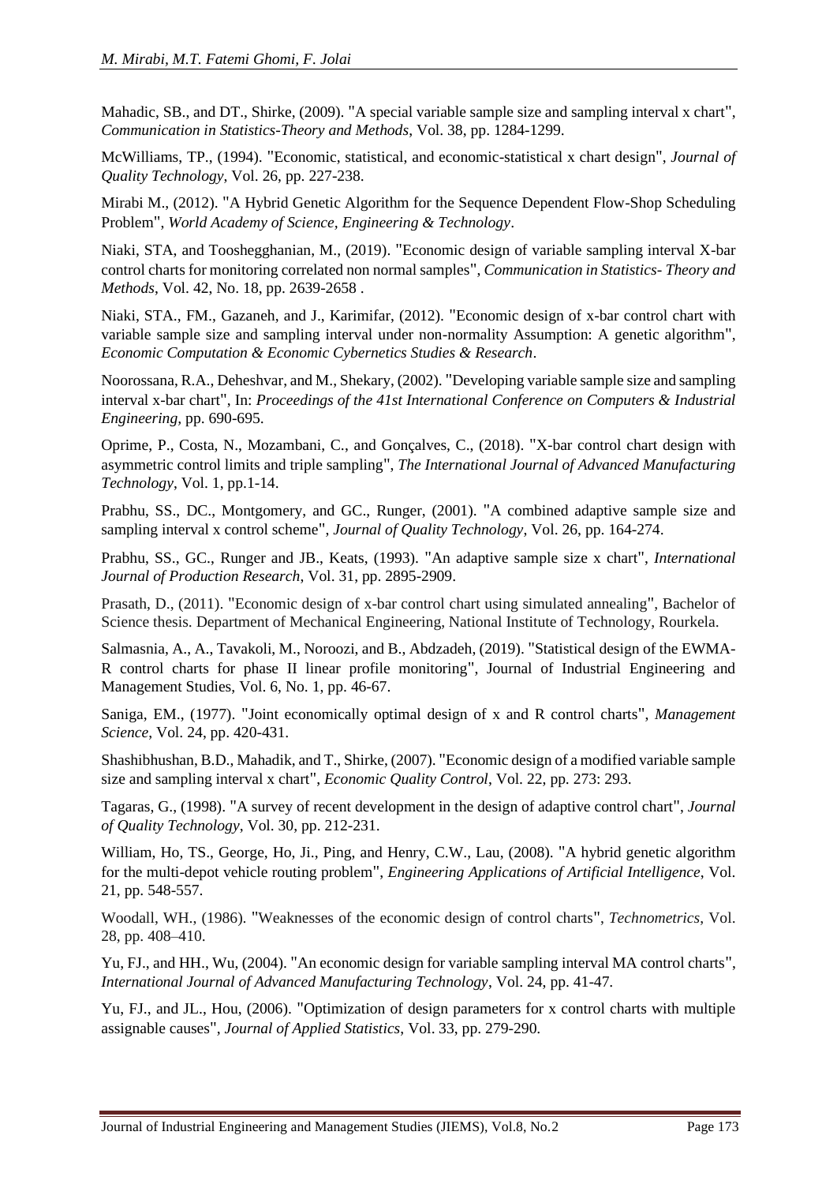Mahadic, SB., and DT., Shirke, (2009). "A special variable sample size and sampling interval x chart", *Communication in Statistics-Theory and Methods*, Vol. 38, pp. 1284-1299.

McWilliams, TP., (1994). "Economic, statistical, and economic-statistical x chart design", *Journal of Quality Technology*, Vol. 26, pp. 227-238.

Mirabi M., (2012). "A Hybrid Genetic Algorithm for the Sequence Dependent Flow-Shop Scheduling Problem", *World Academy of Science, Engineering & Technology*.

Niaki, STA, and Toosheghanian, M., (2019). "Economic design of variable sampling interval X-bar control charts for monitoring correlated non normal samples", *Communication in Statistics- Theory and Methods*, Vol. 42, No. 18, pp. 2639-2658 .

Niaki, STA., FM., Gazaneh, and J., Karimifar, (2012). "Economic design of x-bar control chart with variable sample size and sampling interval under non-normality Assumption: A genetic algorithm", *Economic Computation & Economic Cybernetics Studies & Research*.

Noorossana, R.A., Deheshvar, and M., Shekary, (2002). "Developing variable sample size and sampling interval x-bar chart", In: *Proceedings of the 41st International Conference on Computers & Industrial Engineering*, pp. 690-695.

Oprime, P., Costa, N., Mozambani, C., and Gonçalves, C., (2018). "X-bar control chart design with asymmetric control limits and triple sampling", *The International Journal of Advanced Manufacturing Technology*, Vol. 1, pp.1-14.

Prabhu, SS., DC., Montgomery, and GC., Runger, (2001). "A combined adaptive sample size and sampling interval x control scheme", *Journal of Quality Technology*, Vol. 26, pp. 164-274.

Prabhu, SS., GC., Runger and JB., Keats, (1993). "An adaptive sample size x chart", *International Journal of Production Research*, Vol. 31, pp. 2895-2909.

Prasath, D., (2011). "Economic design of x-bar control chart using simulated annealing", Bachelor of Science thesis. Department of Mechanical Engineering, National Institute of Technology, Rourkela.

Salmasnia, A., A., Tavakoli, M., Noroozi, and B., Abdzadeh, (2019). "Statistical design of the EWMA-R control charts for phase II linear profile monitoring", Journal of Industrial Engineering and Management Studies, Vol. 6, No. 1, pp. 46-67.

Saniga, EM., (1977). "Joint economically optimal design of x and R control charts", *Management Science*, Vol. 24, pp. 420-431.

Shashibhushan, B.D., Mahadik, and T., Shirke, (2007). "Economic design of a modified variable sample size and sampling interval x chart", *Economic Quality Control*, Vol. 22, pp. 273: 293.

Tagaras, G., (1998). "A survey of recent development in the design of adaptive control chart", *Journal of Quality Technology*, Vol. 30, pp. 212-231.

William, Ho, TS., George, Ho, Ji., Ping, and Henry, C.W., Lau, (2008). "A hybrid genetic algorithm for the multi-depot vehicle routing problem", *Engineering Applications of Artificial Intelligence*, Vol. 21, pp. 548-557.

Woodall, WH., (1986). "Weaknesses of the economic design of control charts", *Technometrics*, Vol. 28, pp. 408–410.

Yu, FJ., and HH., Wu, (2004). "An economic design for variable sampling interval MA control charts", *International Journal of Advanced Manufacturing Technology*, Vol. 24, pp. 41-47.

Yu, FJ., and JL., Hou, (2006). "Optimization of design parameters for x control charts with multiple assignable causes", *Journal of Applied Statistics*, Vol. 33, pp. 279-290.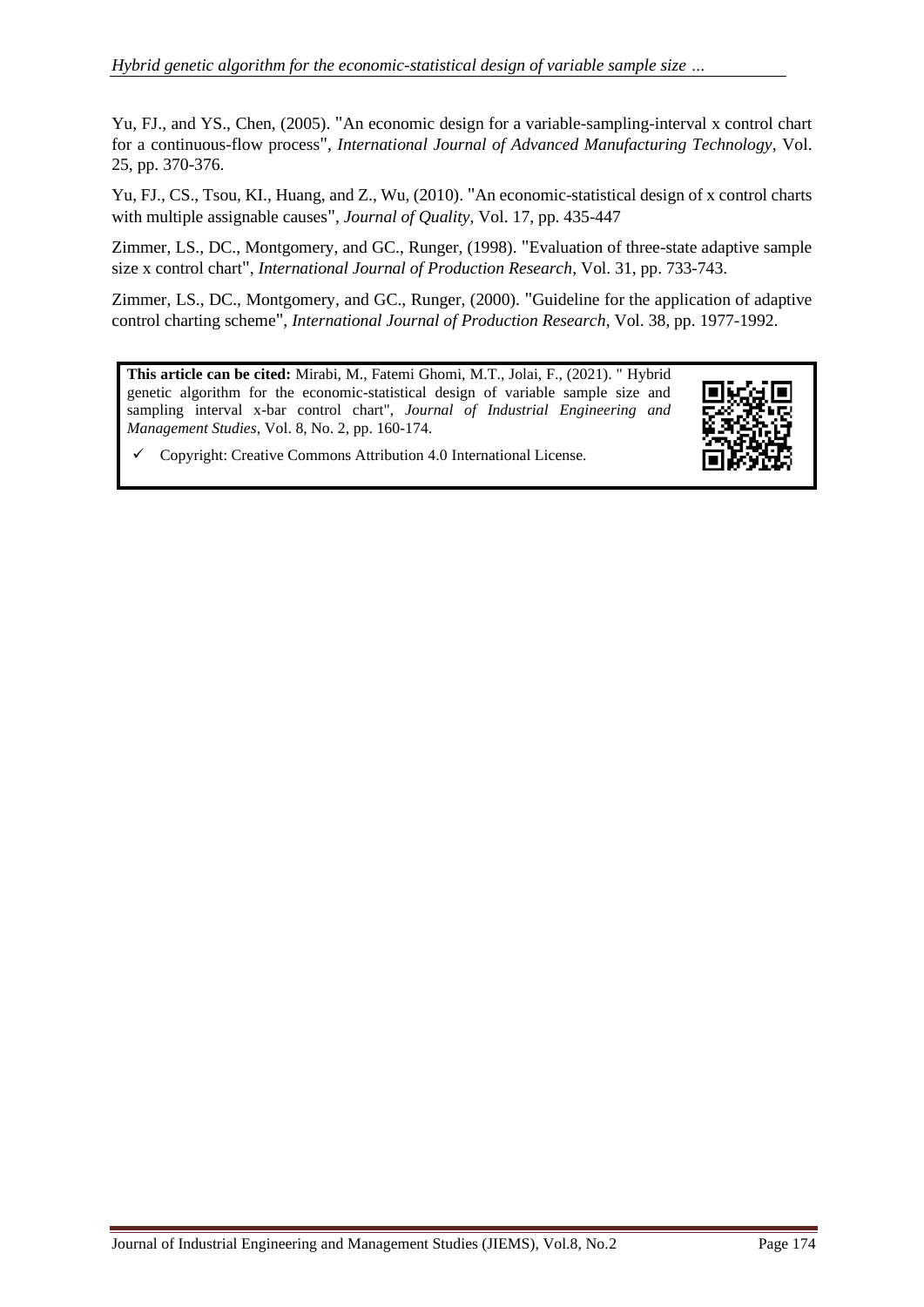Yu, FJ., and YS., Chen, (2005). "An economic design for a variable-sampling-interval x control chart for a continuous-flow process", *International Journal of Advanced Manufacturing Technology*, Vol. 25, pp. 370-376.

Yu, FJ., CS., Tsou, KI., Huang, and Z., Wu, (2010). "An economic-statistical design of x control charts with multiple assignable causes", *Journal of Quality*, Vol. 17, pp. 435-447

Zimmer, LS., DC., Montgomery, and GC., Runger, (1998). "Evaluation of three-state adaptive sample size x control chart", *International Journal of Production Research*, Vol. 31, pp. 733-743.

Zimmer, LS., DC., Montgomery, and GC., Runger, (2000). "Guideline for the application of adaptive control charting scheme", *International Journal of Production Research*, Vol. 38, pp. 1977-1992.

**This article can be cited:** Mirabi, M., Fatemi Ghomi, M.T., Jolai, F., (2021). " Hybrid genetic algorithm for the economic-statistical design of variable sample size and sampling interval x-bar control chart", *Journal of Industrial Engineering and Management Studies*, Vol. 8, No. 2, pp. 160-174.

✓ Copyright: Creative Commons Attribution 4.0 International License.